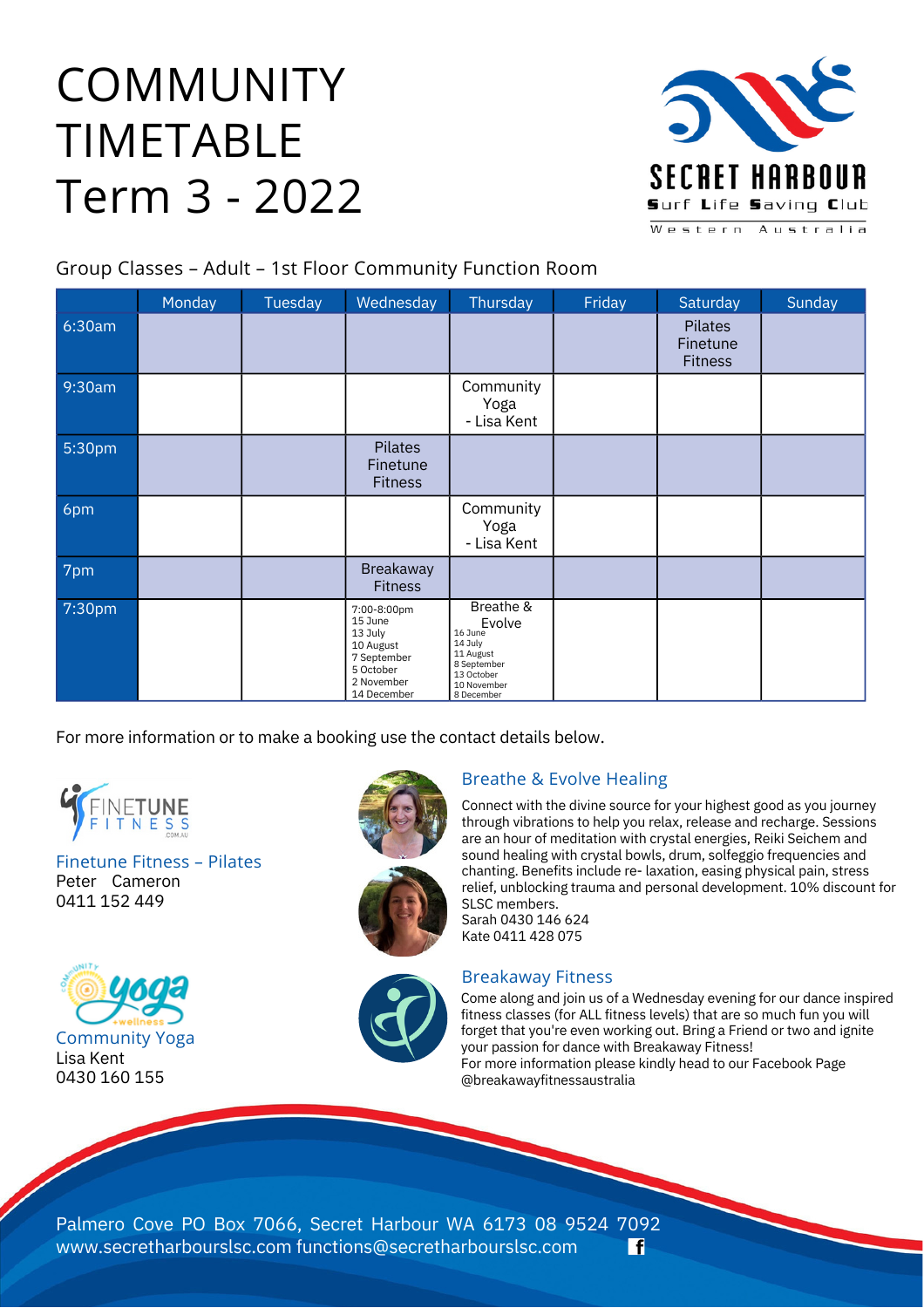# COMMUNITY TIMETABLE Term 3 - 2022

SECRET HARBOUR
Surf Life Saving Club
Western Australia

Group Classes – Adult – 1st Floor Community Function Room

| | Monday | Tuesday | Wednesday | Thursday | Friday | Saturday | Sunday |
|---|---|---|---|---|---|---|---|
| 6:30am | | | | | | Pilates Finetune Fitness | |
| 9:30am | | | | Community Yoga - Lisa Kent | | | |
| 5:30pm | | | Pilates Finetune Fitness | | | | |
| 6pm | | | | Community Yoga - Lisa Kent | | | |
| 7pm | | | Breakaway Fitness | | | | |
| 7:30pm | | | 7:00-8:00pm 15 June 13 July 10 August 7 September 5 October 2 November 14 December | Breathe & Evolve 16 June 14 July 11 August 8 September 13 October 10 November 8 December | | | |

For more information or to make a booking use the contact details below.

### Finetune Fitness – Pilates
Peter Cameron
0411 152 449

### Community Yoga
Lisa Kent
0430 160 155

### Breathe & Evolve Healing
Connect with the divine source for your highest good as you journey through vibrations to help you relax, release and recharge. Sessions are an hour of meditation with crystal energies, Reiki Seichem and sound healing with crystal bowls, drum, solfeggio frequencies and chanting. Benefits include re- laxation, easing physical pain, stress relief, unblocking trauma and personal development. 10% discount for SLSC members.
Sarah 0430 146 624
Kate 0411 428 075

### Breakaway Fitness
Come along and join us of a Wednesday evening for our dance inspired fitness classes (for ALL fitness levels) that are so much fun you will forget that you're even working out. Bring a Friend or two and ignite your passion for dance with Breakaway Fitness!
For more information please kindly head to our Facebook Page @breakawayfitnessaustralia

Palmero Cove PO Box 7066, Secret Harbour WA 6173 08 9524 7092
www.secretharbourslsc.com functions@secretharbourslsc.com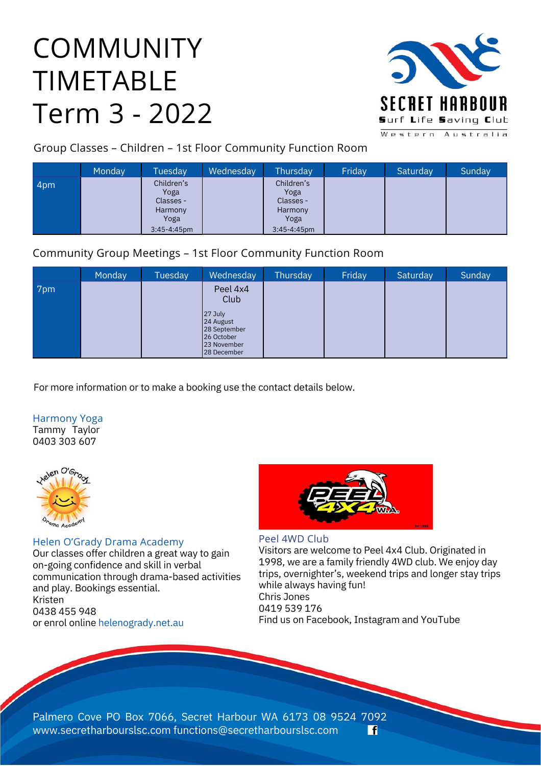# COMMUNITY TIMETABLE Term 3 - 2022

Secret Harbour Surf Life Saving Club Western Australia

Group Classes – Children – 1st Floor Community Function Room

| | Monday | Tuesday | Wednesday | Thursday | Friday | Saturday | Sunday |
|---|---|---|---|---|---|---|---|
| 4pm | | Children's Yoga Classes - Harmony Yoga 3:45-4:45pm | | Children's Yoga Classes - Harmony Yoga 3:45-4:45pm | | | |

Community Group Meetings – 1st Floor Community Function Room

| | Monday | Tuesday | Wednesday | Thursday | Friday | Saturday | Sunday |
|---|---|---|---|---|---|---|---|
| 7pm | | | Peel 4x4 Club<br>27 July<br>24 August<br>28 September<br>26 October<br>23 November<br>28 December | | | | |

For more information or to make a booking use the contact details below.

Harmony Yoga
Tammy Taylor
0403 303 607

Helen O'Grady Drama Academy
Our classes offer children a great way to gain on-going confidence and skill in verbal communication through drama-based activities and play. Bookings essential.
Kristen
0438 455 948
or enrol online helenogrady.net.au

Peel 4WD Club
Visitors are welcome to Peel 4x4 Club. Originated in 1998, we are a family friendly 4WD club. We enjoy day trips, overnighter's, weekend trips and longer stay trips while always having fun!
Chris Jones
0419 539 176
Find us on Facebook, Instagram and YouTube

Palmero Cove PO Box 7066, Secret Harbour WA 6173 08 9524 7092
www.secretharbourslsc.com functions@secretharbourslsc.com